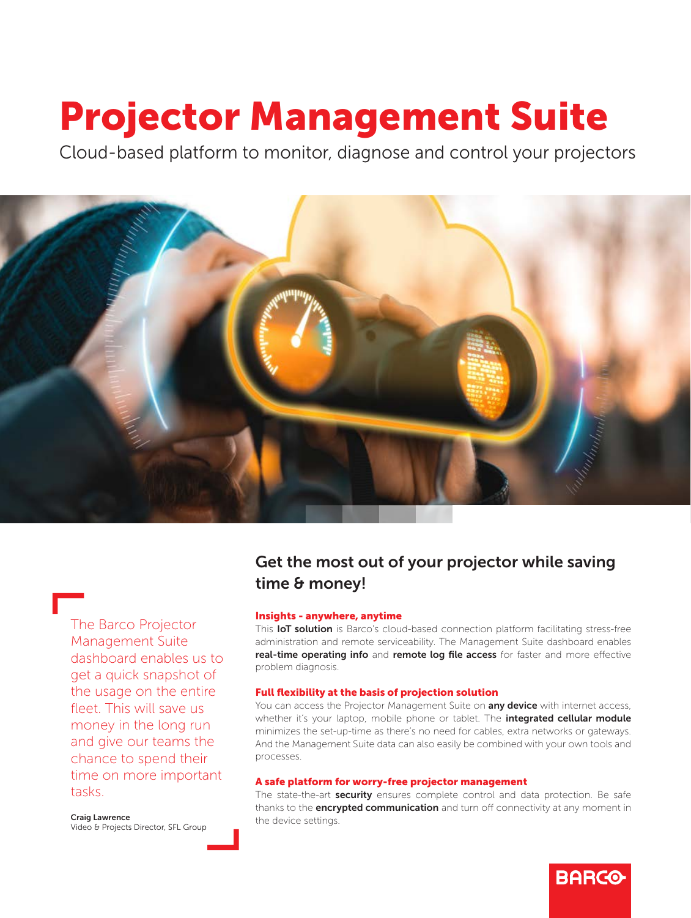# Projector Management Suite

Cloud-based platform to monitor, diagnose and control your projectors

## Get the most out of your projector while saving time & money!

> The Barco Projector Management Suite dashboard enables us to get a quick snapshot of the usage on the entire fleet. This will save us money in the long run and give our teams the chance to spend their time on more important tasks.
>
> **Craig Lawrence**
> Video & Projects Director, SFL Group

### Insights - anywhere, anytime

This **IoT solution** is Barco's cloud-based connection platform facilitating stress-free administration and remote serviceability. The Management Suite dashboard enables **real-time operating info** and **remote log file access** for faster and more effective problem diagnosis.

### Full flexibility at the basis of projection solution

You can access the Projector Management Suite on **any device** with internet access, whether it's your laptop, mobile phone or tablet. The **integrated cellular module** minimizes the set-up-time as there's no need for cables, extra networks or gateways. And the Management Suite data can also easily be combined with your own tools and processes.

### A safe platform for worry-free projector management

The state-the-art **security** ensures complete control and data protection. Be safe thanks to the **encrypted communication** and turn off connectivity at any moment in the device settings.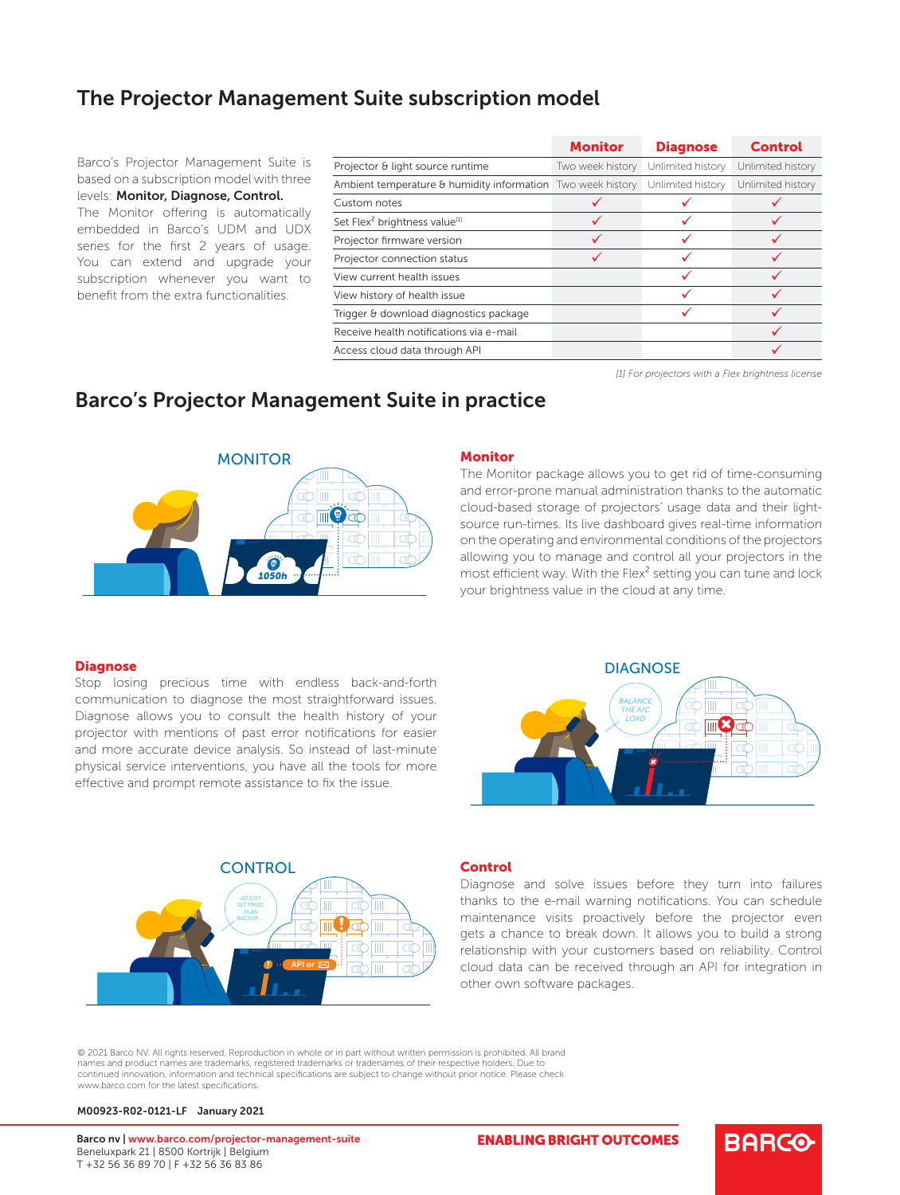## The Projector Management Suite subscription model

Barco's Projector Management Suite is based on a subscription model with three levels: **Monitor, Diagnose, Control.**

The Monitor offering is automatically embedded in Barco's UDM and UDX series for the first 2 years of usage. You can extend and upgrade your subscription whenever you want to benefit from the extra functionalities.

| | Monitor | Diagnose | Control |
|---|---|---|---|
| Projector & light source runtime | Two week history | Unlimited history | Unlimited history |
| Ambient temperature & humidity information | Two week history | Unlimited history | Unlimited history |
| Custom notes | ✓ | ✓ | ✓ |
| Set Flex² brightness value[1] | ✓ | ✓ | ✓ |
| Projector firmware version | ✓ | ✓ | ✓ |
| Projector connection status | ✓ | ✓ | ✓ |
| View current health issues | | ✓ | ✓ |
| View history of health issue | | ✓ | ✓ |
| Trigger & download diagnostics package | | ✓ | ✓ |
| Receive health notifications via e-mail | | | ✓ |
| Access cloud data through API | | | ✓ |

*[1] For projectors with a Flex brightness license*

## Barco's Projector Management Suite in practice

MONITOR

1050h

### Monitor

The Monitor package allows you to get rid of time-consuming and error-prone manual administration thanks to the automatic cloud-based storage of projectors' usage data and their light-source run-times. Its live dashboard gives real-time information on the operating and environmental conditions of the projectors allowing you to manage and control all your projectors in the most efficient way. With the Flex² setting you can tune and lock your brightness value in the cloud at any time.

### Diagnose

Stop losing precious time with endless back-and-forth communication to diagnose the most straightforward issues. Diagnose allows you to consult the health history of your projector with mentions of past error notifications for easier and more accurate device analysis. So instead of last-minute physical service interventions, you have all the tools for more effective and prompt remote assistance to fix the issue.

DIAGNOSE

BALANCE THE A/C LOAD

CONTROL

ADJUST SETTINGS, PLAN BACKUP, ...

API or ✉

### Control

Diagnose and solve issues before they turn into failures thanks to the e-mail warning notifications. You can schedule maintenance visits proactively before the projector even gets a chance to break down. It allows you to build a strong relationship with your customers based on reliability. Control cloud data can be received through an API for integration in other own software packages.

© 2021 Barco NV. All rights reserved. Reproduction in whole or in part without written permission is prohibited. All brand names and product names are trademarks, registered trademarks or tradenames of their respective holders. Due to continued innovation, information and technical specifications are subject to change without prior notice. Please check www.barco.com for the latest specifications.

**M00923-R02-0121-LF January 2021**

**Barco nv** | www.barco.com/projector-management-suite
Beneluxpark 21 | 8500 Kortrijk | Belgium
T +32 56 36 89 70 | F +32 56 36 83 86

**ENABLING BRIGHT OUTCOMES**

BARCO